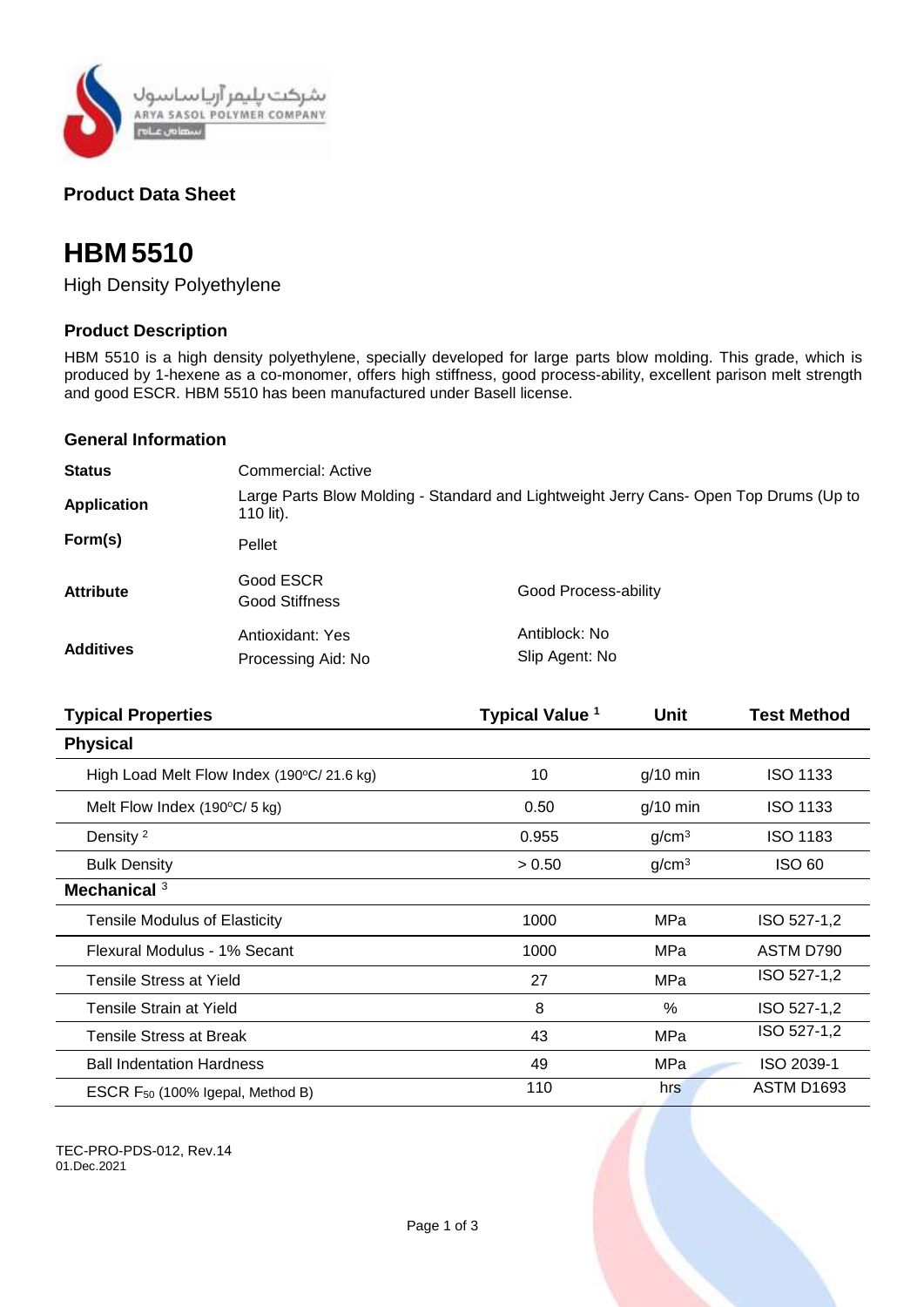شرکت پلیمر آریاساسول
ARYA SASOL POLYMER COMPANY
سهامی عام

**Product Data Sheet**

# HBM 5510

High Density Polyethylene

## Product Description

HBM 5510 is a high density polyethylene, specially developed for large parts blow molding. This grade, which is produced by 1-hexene as a co-monomer, offers high stiffness, good process-ability, excellent parison melt strength and good ESCR. HBM 5510 has been manufactured under Basell license.

## General Information

| | | |
|---|---|---|
| **Status** | Commercial: Active | |
| **Application** | Large Parts Blow Molding - Standard and Lightweight Jerry Cans- Open Top Drums (Up to 110 lit). | |
| **Form(s)** | Pellet | |
| **Attribute** | Good ESCR<br>Good Stiffness | Good Process-ability |
| **Additives** | Antioxidant: Yes<br>Processing Aid: No | Antiblock: No<br>Slip Agent: No |

| Typical Properties | Typical Value [1] | Unit | Test Method |
|---|---|---|---|
| **Physical** | | | |
| High Load Melt Flow Index (190ºC/ 21.6 kg) | 10 | g/10 min | ISO 1133 |
| Melt Flow Index (190ºC/ 5 kg) | 0.50 | g/10 min | ISO 1133 |
| Density [2] | 0.955 | $g/cm^3$ | ISO 1183 |
| Bulk Density | > 0.50 | $g/cm^3$ | ISO 60 |
| **Mechanical** [3] | | | |
| Tensile Modulus of Elasticity | 1000 | MPa | ISO 527-1,2 |
| Flexural Modulus - 1% Secant | 1000 | MPa | ASTM D790 |
| Tensile Stress at Yield | 27 | MPa | ISO 527-1,2 |
| Tensile Strain at Yield | 8 | % | ISO 527-1,2 |
| Tensile Stress at Break | 43 | MPa | ISO 527-1,2 |
| Ball Indentation Hardness | 49 | MPa | ISO 2039-1 |
| ESCR $F_{50}$ (100% Igepal, Method B) | 110 | hrs | ASTM D1693 |

TEC-PRO-PDS-012, Rev.14
01.Dec.2021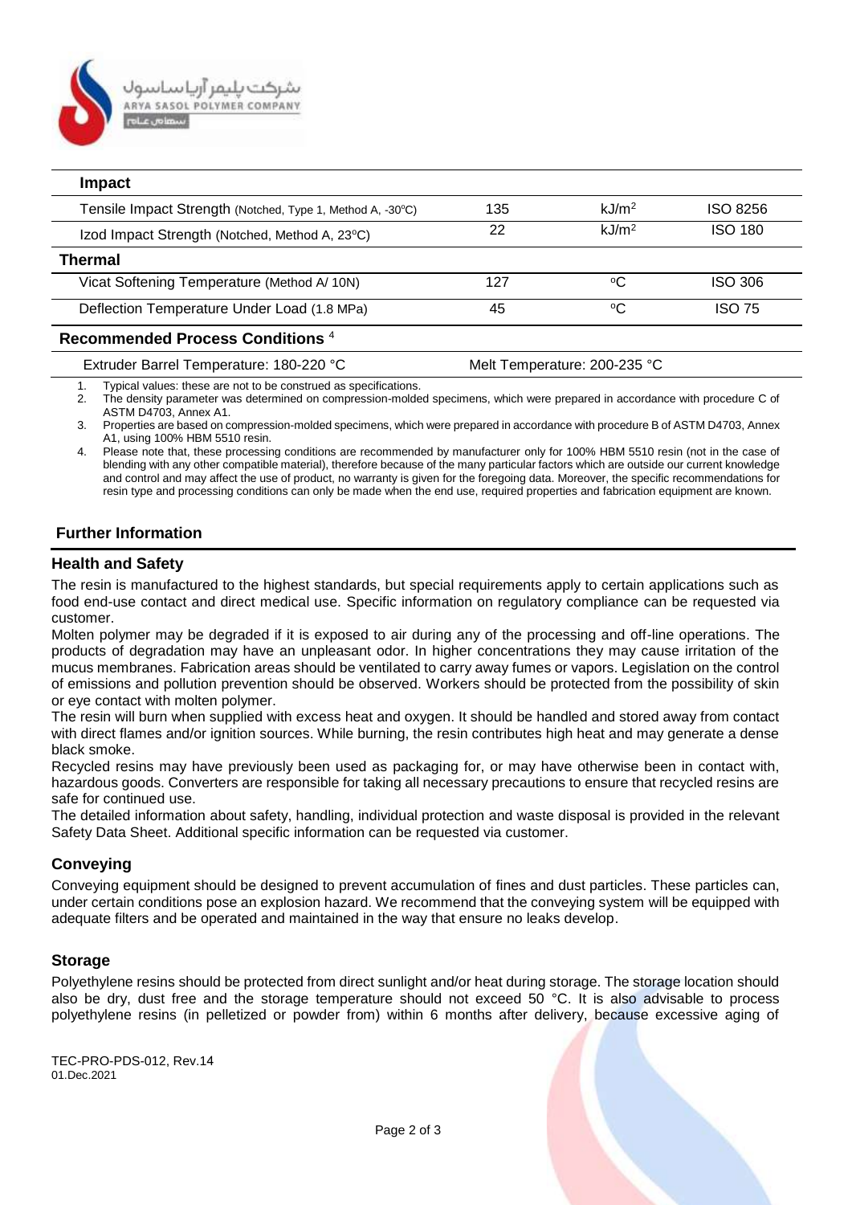| Impact | | | |
|---|---|---|---|
| Tensile Impact Strength (Notched, Type 1, Method A, -30ºC) | 135 | $kJ/m^2$ | ISO 8256 |
| Izod Impact Strength (Notched, Method A, 23ºC) | 22 | $kJ/m^2$ | ISO 180 |
| **Thermal** | | | |
| Vicat Softening Temperature (Method A/ 10N) | 127 | ºC | ISO 306 |
| Deflection Temperature Under Load (1.8 MPa) | 45 | ºC | ISO 75 |
| **Recommended Process Conditions** [4] | | | |
| Extruder Barrel Temperature: 180-220 °C | Melt Temperature: 200-235 °C | | |

1. Typical values: these are not to be construed as specifications.
2. The density parameter was determined on compression-molded specimens, which were prepared in accordance with procedure C of ASTM D4703, Annex A1.
3. Properties are based on compression-molded specimens, which were prepared in accordance with procedure B of ASTM D4703, Annex A1, using 100% HBM 5510 resin.
4. Please note that, these processing conditions are recommended by manufacturer only for 100% HBM 5510 resin (not in the case of blending with any other compatible material), therefore because of the many particular factors which are outside our current knowledge and control and may affect the use of product, no warranty is given for the foregoing data. Moreover, the specific recommendations for resin type and processing conditions can only be made when the end use, required properties and fabrication equipment are known.

## Further Information

### Health and Safety

The resin is manufactured to the highest standards, but special requirements apply to certain applications such as food end-use contact and direct medical use. Specific information on regulatory compliance can be requested via customer.

Molten polymer may be degraded if it is exposed to air during any of the processing and off-line operations. The products of degradation may have an unpleasant odor. In higher concentrations they may cause irritation of the mucus membranes. Fabrication areas should be ventilated to carry away fumes or vapors. Legislation on the control of emissions and pollution prevention should be observed. Workers should be protected from the possibility of skin or eye contact with molten polymer.

The resin will burn when supplied with excess heat and oxygen. It should be handled and stored away from contact with direct flames and/or ignition sources. While burning, the resin contributes high heat and may generate a dense black smoke.

Recycled resins may have previously been used as packaging for, or may have otherwise been in contact with, hazardous goods. Converters are responsible for taking all necessary precautions to ensure that recycled resins are safe for continued use.

The detailed information about safety, handling, individual protection and waste disposal is provided in the relevant Safety Data Sheet. Additional specific information can be requested via customer.

### Conveying

Conveying equipment should be designed to prevent accumulation of fines and dust particles. These particles can, under certain conditions pose an explosion hazard. We recommend that the conveying system will be equipped with adequate filters and be operated and maintained in the way that ensure no leaks develop.

### Storage

Polyethylene resins should be protected from direct sunlight and/or heat during storage. The storage location should also be dry, dust free and the storage temperature should not exceed 50 °C. It is also advisable to process polyethylene resins (in pelletized or powder from) within 6 months after delivery, because excessive aging of

TEC-PRO-PDS-012, Rev.14
01.Dec.2021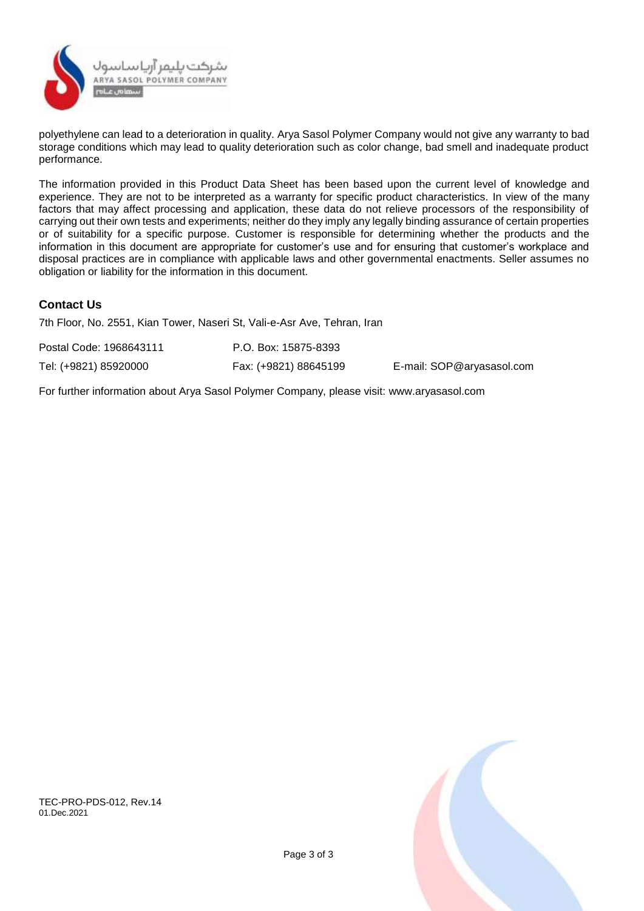polyethylene can lead to a deterioration in quality. Arya Sasol Polymer Company would not give any warranty to bad storage conditions which may lead to quality deterioration such as color change, bad smell and inadequate product performance.

The information provided in this Product Data Sheet has been based upon the current level of knowledge and experience. They are not to be interpreted as a warranty for specific product characteristics. In view of the many factors that may affect processing and application, these data do not relieve processors of the responsibility of carrying out their own tests and experiments; neither do they imply any legally binding assurance of certain properties or of suitability for a specific purpose. Customer is responsible for determining whether the products and the information in this document are appropriate for customer's use and for ensuring that customer's workplace and disposal practices are in compliance with applicable laws and other governmental enactments. Seller assumes no obligation or liability for the information in this document.

## Contact Us

7th Floor, No. 2551, Kian Tower, Naseri St, Vali-e-Asr Ave, Tehran, Iran

Postal Code: 1968643111 P.O. Box: 15875-8393

Tel: (+9821) 85920000 Fax: (+9821) 88645199 E-mail: SOP@aryasasol.com

For further information about Arya Sasol Polymer Company, please visit: www.aryasasol.com

TEC-PRO-PDS-012, Rev.14
01.Dec.2021